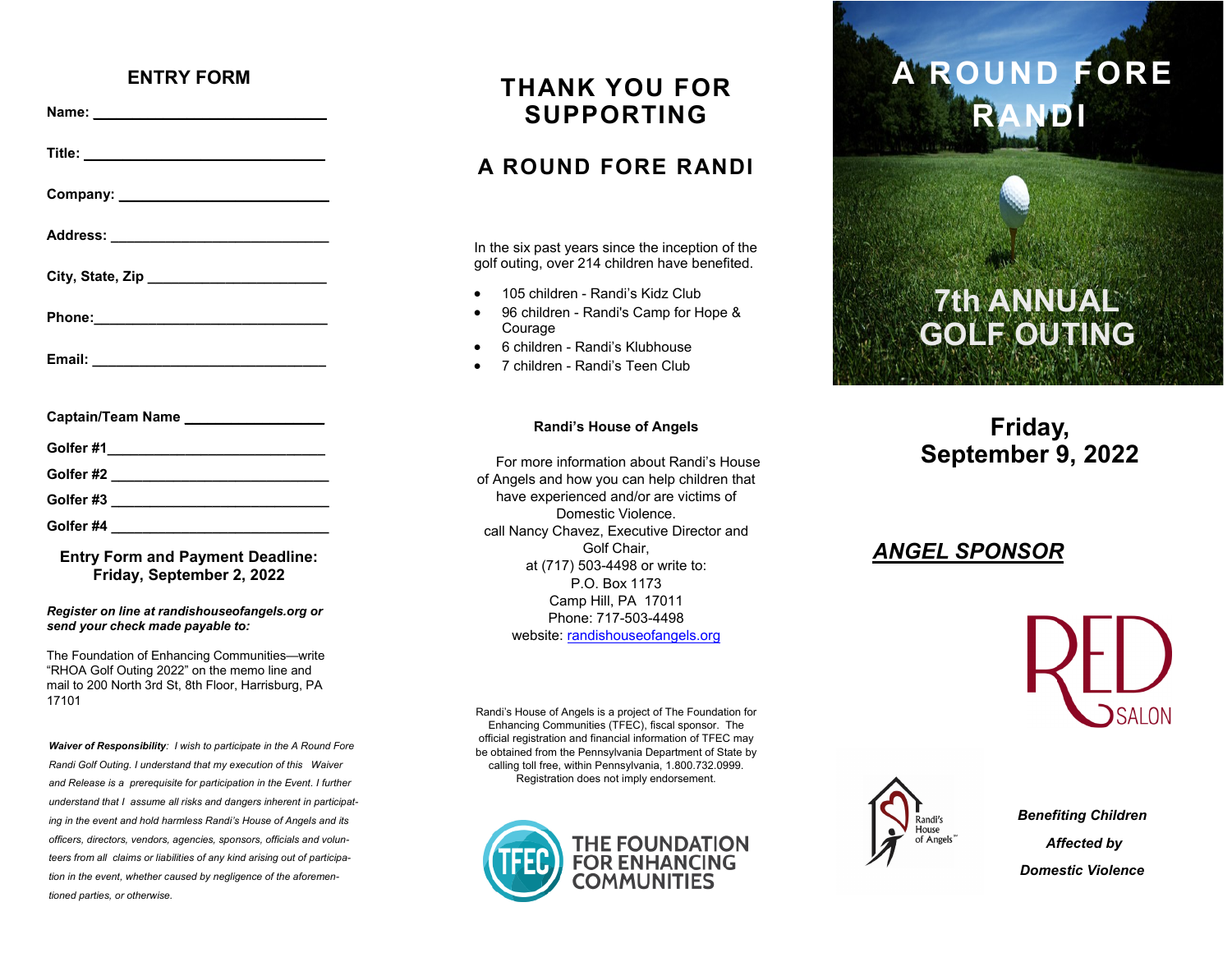## ENTRY FORM

**Name:** ____________________________

**Title:** ____________________________

**Company:** __________________________

**Address:** ___________________________

**City, State, Zip** ______________________

**Phone:**_____________________________

**Email:** _____________________________

**Captain/Team Name** ________________

**Golfer #1**___________________________

**Golfer #2** ___________________________

**Golfer #3** ___________________________

**Golfer #4** ___________________________

**Entry Form and Payment Deadline: Friday, September 2, 2022**

***Register on line at randishouseofangels.org or send your check made payable to:***

The Foundation of Enhancing Communities—write "RHOA Golf Outing 2022" on the memo line and mail to 200 North 3rd St, 8th Floor, Harrisburg, PA 17101

*__Waiver of Responsibility__: I wish to participate in the A Round Fore Randi Golf Outing. I understand that my execution of this Waiver and Release is a prerequisite for participation in the Event. I further understand that I assume all risks and dangers inherent in participating in the event and hold harmless Randi's House of Angels and its officers, directors, vendors, agencies, sponsors, officials and volunteers from all claims or liabilities of any kind arising out of participation in the event, whether caused by negligence of the aforementioned parties, or otherwise.*

# THANK YOU FOR SUPPORTING

## A ROUND FORE RANDI

In the six past years since the inception of the golf outing, over 214 children have benefited.

- 105 children - Randi's Kidz Club
- 96 children - Randi's Camp for Hope & Courage
- 6 children - Randi's Klubhouse
- 7 children - Randi's Teen Club

**Randi's House of Angels**

For more information about Randi's House of Angels and how you can help children that have experienced and/or are victims of Domestic Violence.
call Nancy Chavez, Executive Director and Golf Chair,
at (717) 503-4498 or write to:
P.O. Box 1173
Camp Hill, PA 17011
Phone: 717-503-4498
website: randishouseofangels.org

Randi's House of Angels is a project of The Foundation for Enhancing Communities (TFEC), fiscal sponsor. The official registration and financial information of TFEC may be obtained from the Pennsylvania Department of State by calling toll free, within Pennsylvania, 1.800.732.0999. Registration does not imply endorsement.

TFEC THE FOUNDATION FOR ENHANCING COMMUNITIES

# A ROUND FORE RANDI

## 7th ANNUAL GOLF OUTING

## Friday, September 9, 2022

## ***__ANGEL SPONSOR__***

RED SALON

Randi's House of Angels

***Benefiting Children Affected by Domestic Violence***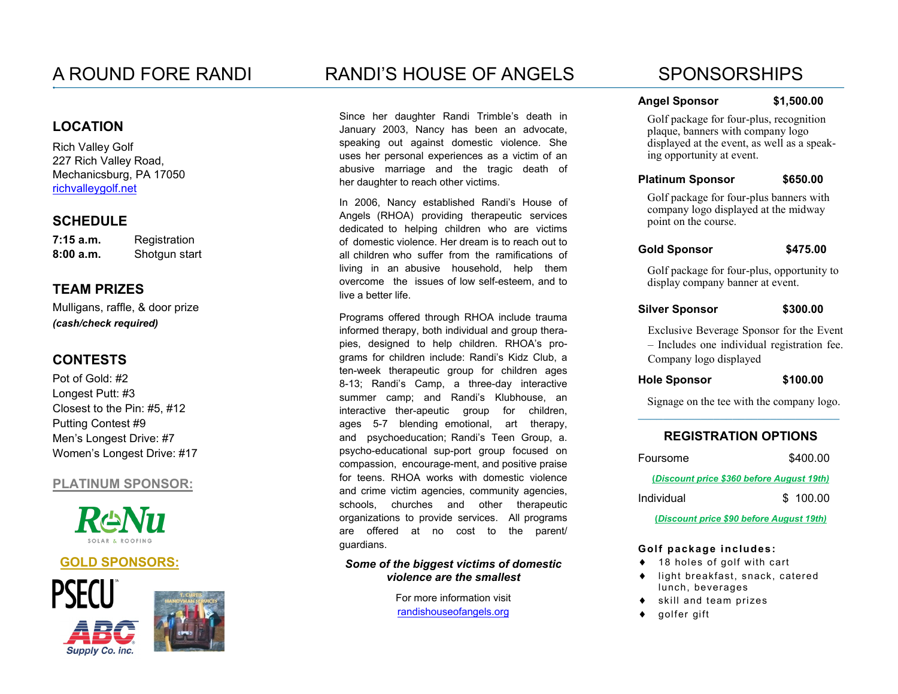# A ROUND FORE RANDI

## LOCATION

Rich Valley Golf
227 Rich Valley Road,
Mechanicsburg, PA 17050
richvalleygolf.net

## SCHEDULE

| | |
|---|---|
| **7:15 a.m.** | Registration |
| **8:00 a.m.** | Shotgun start |

## TEAM PRIZES

Mulligans, raffle, & door prize
***(cash/check required)***

## CONTESTS

Pot of Gold: #2
Longest Putt: #3
Closest to the Pin: #5, #12
Putting Contest #9
Men's Longest Drive: #7
Women's Longest Drive: #17

## PLATINUM SPONSOR:

ReNu
SOLAR & ROOFING

## GOLD SPONSORS:

PSECU
ABC Supply Co. inc.
T. CURTIS HANDYMAN SERVICES

# RANDI'S HOUSE OF ANGELS

Since her daughter Randi Trimble's death in January 2003, Nancy has been an advocate, speaking out against domestic violence. She uses her personal experiences as a victim of an abusive marriage and the tragic death of her daughter to reach other victims.

In 2006, Nancy established Randi's House of Angels (RHOA) providing therapeutic services dedicated to helping children who are victims of domestic violence. Her dream is to reach out to all children who suffer from the ramifications of living in an abusive household, help them overcome the issues of low self-esteem, and to live a better life.

Programs offered through RHOA include trauma informed therapy, both individual and group thera-pies, designed to help children. RHOA's pro-grams for children include: Randi's Kidz Club, a ten-week therapeutic group for children ages 8-13; Randi's Camp, a three-day interactive summer camp; and Randi's Klubhouse, an interactive ther-apeutic group for children, ages 5-7 blending emotional, art therapy, and psychoeducation; Randi's Teen Group, a. psycho-educational sup-port group focused on compassion, encourage-ment, and positive praise for teens. RHOA works with domestic violence and crime victim agencies, community agencies, schools, churches and other therapeutic organizations to provide services. All programs are offered at no cost to the parent/ guardians.

***Some of the biggest victims of domestic violence are the smallest***

For more information visit
randishouseofangels.org

# SPONSORSHIPS

**Angel Sponsor** **$1,500.00**

Golf package for four-plus, recognition plaque, banners with company logo displayed at the event, as well as a speak-ing opportunity at event.

**Platinum Sponsor** **$650.00**

Golf package for four-plus banners with company logo displayed at the midway point on the course.

**Gold Sponsor** **$475.00**

Golf package for four-plus, opportunity to display company banner at event.

**Silver Sponsor** **$300.00**

Exclusive Beverage Sponsor for the Event – Includes one individual registration fee. Company logo displayed

**Hole Sponsor** **$100.00**

Signage on the tee with the company logo.

## REGISTRATION OPTIONS

| | |
|---|---|
| Foursome | $400.00 |
| ***(Discount price $360 before August 19th)*** | |
| Individual | $ 100.00 |
| ***(Discount price $90 before August 19th)*** | |

**Golf package includes:**

- 18 holes of golf with cart
- light breakfast, snack, catered lunch, beverages
- skill and team prizes
- golfer gift